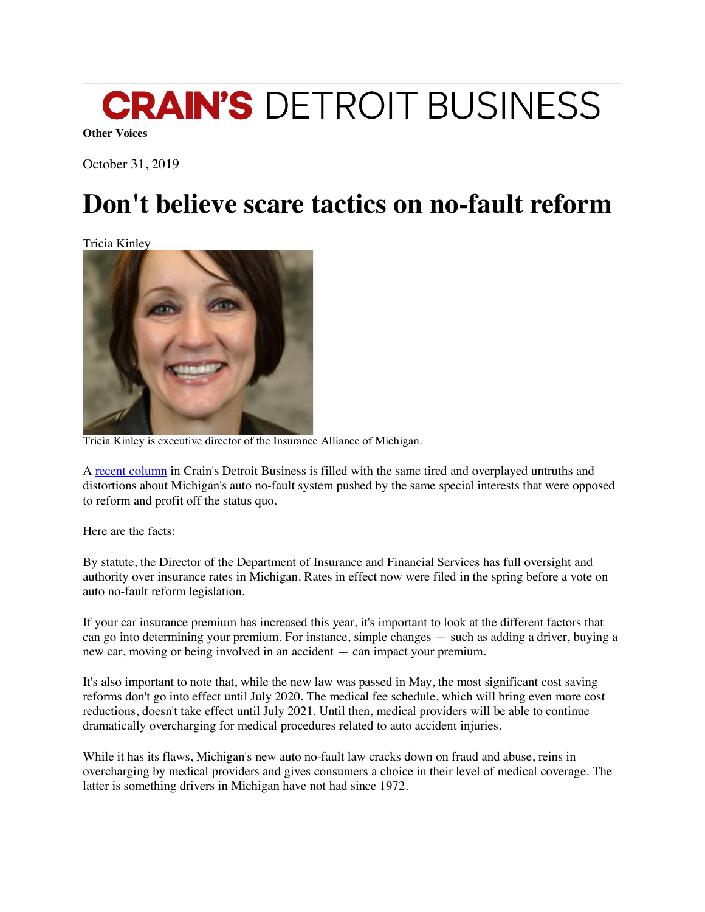CRAIN'S DETROIT BUSINESS

**Other Voices**

October 31, 2019

# Don't believe scare tactics on no-fault reform

Tricia Kinley

Tricia Kinley is executive director of the Insurance Alliance of Michigan.

A recent column in Crain's Detroit Business is filled with the same tired and overplayed untruths and distortions about Michigan's auto no-fault system pushed by the same special interests that were opposed to reform and profit off the status quo.

Here are the facts:

By statute, the Director of the Department of Insurance and Financial Services has full oversight and authority over insurance rates in Michigan. Rates in effect now were filed in the spring before a vote on auto no-fault reform legislation.

If your car insurance premium has increased this year, it's important to look at the different factors that can go into determining your premium. For instance, simple changes — such as adding a driver, buying a new car, moving or being involved in an accident — can impact your premium.

It's also important to note that, while the new law was passed in May, the most significant cost saving reforms don't go into effect until July 2020. The medical fee schedule, which will bring even more cost reductions, doesn't take effect until July 2021. Until then, medical providers will be able to continue dramatically overcharging for medical procedures related to auto accident injuries.

While it has its flaws, Michigan's new auto no-fault law cracks down on fraud and abuse, reins in overcharging by medical providers and gives consumers a choice in their level of medical coverage. The latter is something drivers in Michigan have not had since 1972.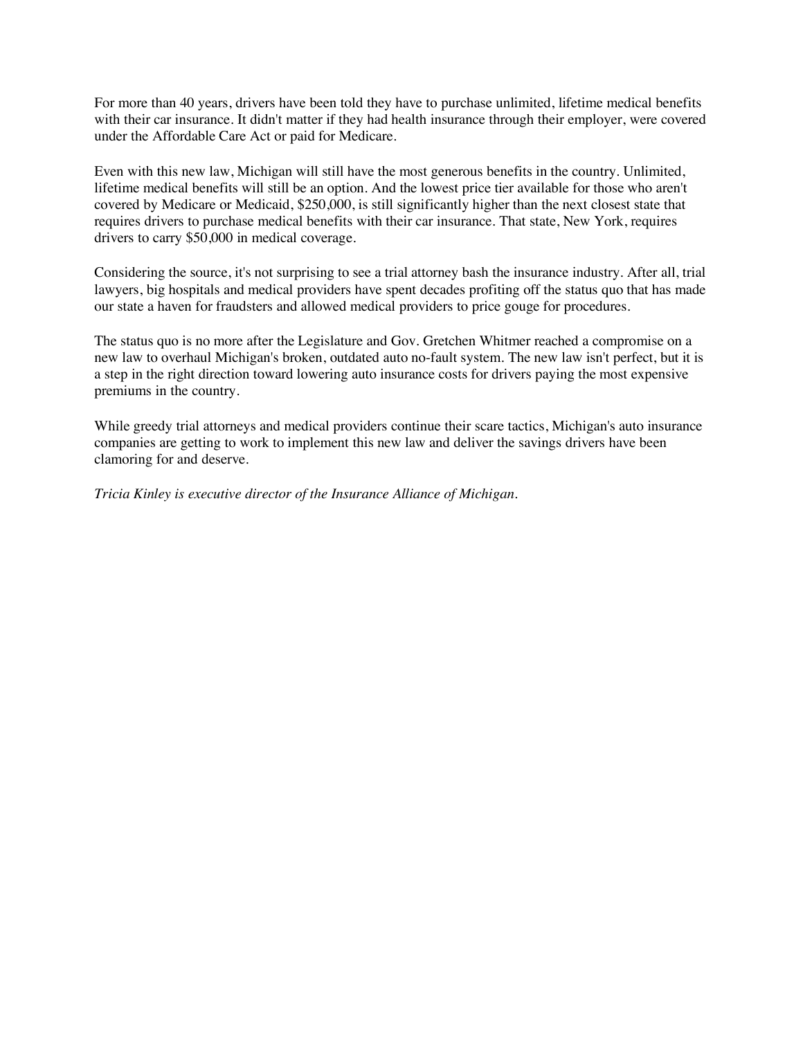For more than 40 years, drivers have been told they have to purchase unlimited, lifetime medical benefits with their car insurance. It didn't matter if they had health insurance through their employer, were covered under the Affordable Care Act or paid for Medicare.

Even with this new law, Michigan will still have the most generous benefits in the country. Unlimited, lifetime medical benefits will still be an option. And the lowest price tier available for those who aren't covered by Medicare or Medicaid, $250,000, is still significantly higher than the next closest state that requires drivers to purchase medical benefits with their car insurance. That state, New York, requires drivers to carry $50,000 in medical coverage.

Considering the source, it's not surprising to see a trial attorney bash the insurance industry. After all, trial lawyers, big hospitals and medical providers have spent decades profiting off the status quo that has made our state a haven for fraudsters and allowed medical providers to price gouge for procedures.

The status quo is no more after the Legislature and Gov. Gretchen Whitmer reached a compromise on a new law to overhaul Michigan's broken, outdated auto no-fault system. The new law isn't perfect, but it is a step in the right direction toward lowering auto insurance costs for drivers paying the most expensive premiums in the country.

While greedy trial attorneys and medical providers continue their scare tactics, Michigan's auto insurance companies are getting to work to implement this new law and deliver the savings drivers have been clamoring for and deserve.

*Tricia Kinley is executive director of the Insurance Alliance of Michigan.*